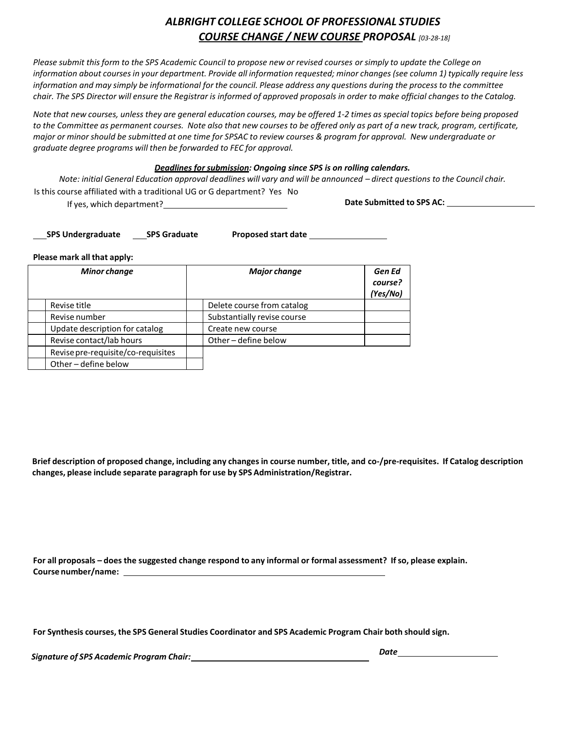# *ALBRIGHT COLLEGE SCHOOL OF PROFESSIONAL STUDIES*

## ***COURSE CHANGE / NEW COURSE PROPOSAL*** *[03-28-18]*

*Please submit this form to the SPS Academic Council to propose new or revised courses or simply to update the College on information about courses in your department. Provide all information requested; minor changes (see column 1) typically require less information and may simply be informational for the council. Please address any questions during the process to the committee chair. The SPS Director will ensure the Registrar is informed of approved proposals in order to make official changes to the Catalog.*

*Note that new courses, unless they are general education courses, may be offered 1-2 times as special topics before being proposed to the Committee as permanent courses. Note also that new courses to be offered only as part of a new track, program, certificate, major or minor should be submitted at one time for SPSAC to review courses & program for approval. New undergraduate or graduate degree programs will then be forwarded to FEC for approval.*

***Deadlines for submission**: Ongoing since SPS is on rolling calendars.*

*Note: initial General Education approval deadlines will vary and will be announced – direct questions to the Council chair.*

Is this course affiliated with a traditional UG or G department? Yes No

If yes, which department? ____________________________

**Date Submitted to SPS AC:** ____________________

___**SPS Undergraduate** ___**SPS Graduate** **Proposed start date** __________________

**Please mark all that apply:**

| | ***Minor change*** | | ***Major change*** | ***Gen Ed course? (Yes/No)*** |
|---|---|---|---|---|
| | Revise title | | Delete course from catalog | |
| | Revise number | | Substantially revise course | |
| | Update description for catalog | | Create new course | |
| | Revise contact/lab hours | | Other – define below | |
| | Revise pre-requisite/co-requisites | | | |
| | Other – define below | | | |

**Brief description of proposed change, including any changes in course number, title, and co-/pre-requisites. If Catalog description changes, please include separate paragraph for use by SPS Administration/Registrar.**

**For all proposals – does the suggested change respond to any informal or formal assessment? If so, please explain.**

**Course number/name:** ________________________________________________________________

**For Synthesis courses, the SPS General Studies Coordinator and SPS Academic Program Chair both should sign.**

***Signature of SPS Academic Program Chair:*** ________________________________________ ***Date*** ______________________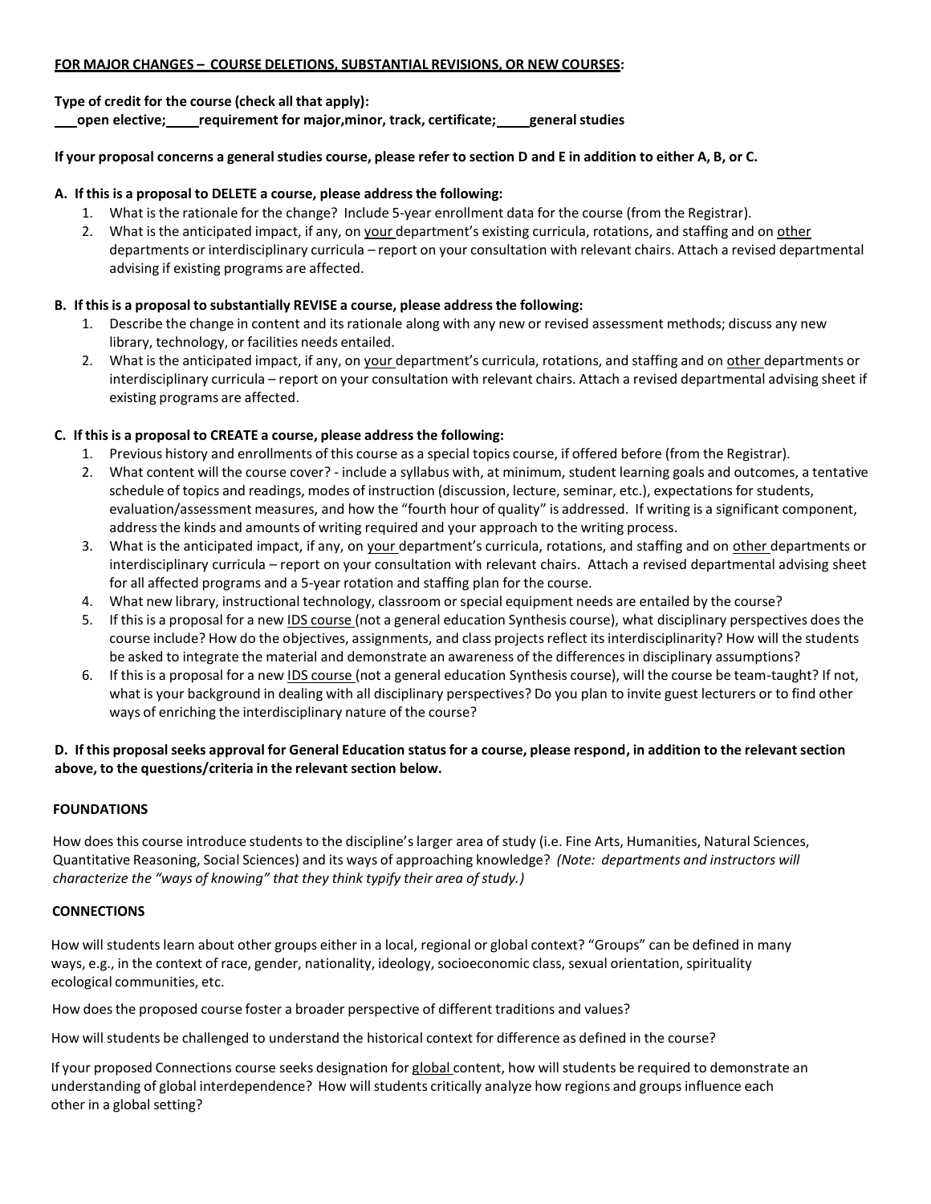**<u>FOR MAJOR CHANGES – COURSE DELETIONS, SUBSTANTIAL REVISIONS, OR NEW COURSES</u>:**

**Type of credit for the course (check all that apply):**
**___open elective;____requirement for major,minor, track, certificate;____general studies**

**If your proposal concerns a general studies course, please refer to section D and E in addition to either A, B, or C.**

**A. If this is a proposal to DELETE a course, please address the following:**

1. What is the rationale for the change? Include 5-year enrollment data for the course (from the Registrar).
2. What is the anticipated impact, if any, on <u>your</u> department's existing curricula, rotations, and staffing and on <u>other</u> departments or interdisciplinary curricula – report on your consultation with relevant chairs. Attach a revised departmental advising if existing programs are affected.

**B. If this is a proposal to substantially REVISE a course, please address the following:**

1. Describe the change in content and its rationale along with any new or revised assessment methods; discuss any new library, technology, or facilities needs entailed.
2. What is the anticipated impact, if any, on <u>your</u> department's curricula, rotations, and staffing and on <u>other</u> departments or interdisciplinary curricula – report on your consultation with relevant chairs. Attach a revised departmental advising sheet if existing programs are affected.

**C. If this is a proposal to CREATE a course, please address the following:**

1. Previous history and enrollments of this course as a special topics course, if offered before (from the Registrar).
2. What content will the course cover? - include a syllabus with, at minimum, student learning goals and outcomes, a tentative schedule of topics and readings, modes of instruction (discussion, lecture, seminar, etc.), expectations for students, evaluation/assessment measures, and how the "fourth hour of quality" is addressed. If writing is a significant component, address the kinds and amounts of writing required and your approach to the writing process.
3. What is the anticipated impact, if any, on <u>your</u> department's curricula, rotations, and staffing and on <u>other</u> departments or interdisciplinary curricula – report on your consultation with relevant chairs. Attach a revised departmental advising sheet for all affected programs and a 5-year rotation and staffing plan for the course.
4. What new library, instructional technology, classroom or special equipment needs are entailed by the course?
5. If this is a proposal for a new <u>IDS course</u> (not a general education Synthesis course), what disciplinary perspectives does the course include? How do the objectives, assignments, and class projects reflect its interdisciplinarity? How will the students be asked to integrate the material and demonstrate an awareness of the differences in disciplinary assumptions?
6. If this is a proposal for a new <u>IDS course</u> (not a general education Synthesis course), will the course be team-taught? If not, what is your background in dealing with all disciplinary perspectives? Do you plan to invite guest lecturers or to find other ways of enriching the interdisciplinary nature of the course?

**D. If this proposal seeks approval for General Education status for a course, please respond, in addition to the relevant section above, to the questions/criteria in the relevant section below.**

**FOUNDATIONS**

How does this course introduce students to the discipline's larger area of study (i.e. Fine Arts, Humanities, Natural Sciences, Quantitative Reasoning, Social Sciences) and its ways of approaching knowledge? *(Note: departments and instructors will characterize the "ways of knowing" that they think typify their area of study.)*

**CONNECTIONS**

How will students learn about other groups either in a local, regional or global context? "Groups" can be defined in many ways, e.g., in the context of race, gender, nationality, ideology, socioeconomic class, sexual orientation, spirituality ecological communities, etc.

How does the proposed course foster a broader perspective of different traditions and values?

How will students be challenged to understand the historical context for difference as defined in the course?

If your proposed Connections course seeks designation for <u>global</u> content, how will students be required to demonstrate an understanding of global interdependence? How will students critically analyze how regions and groups influence each other in a global setting?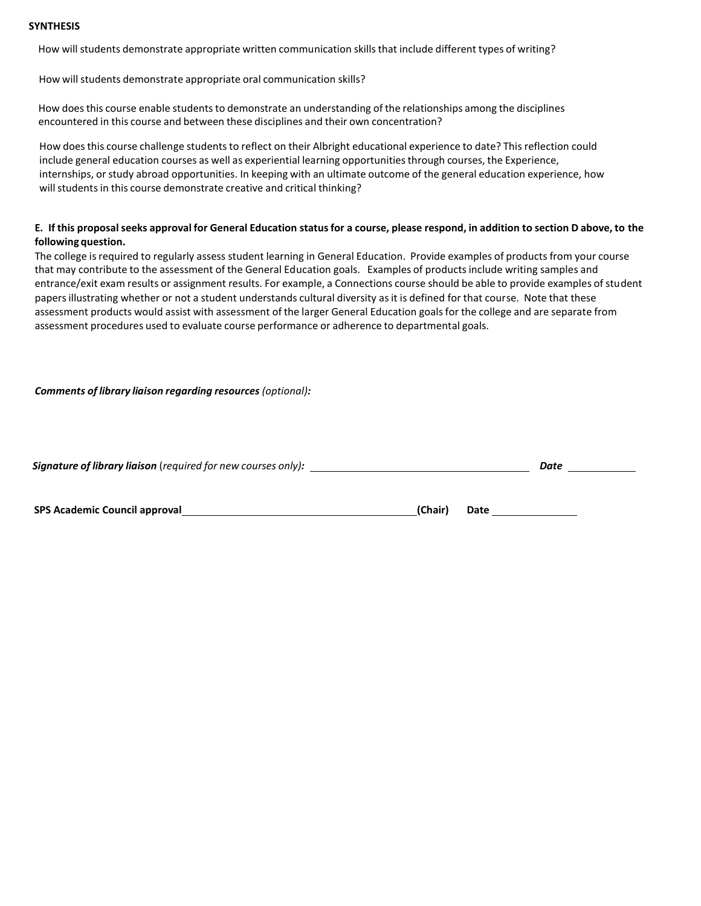**SYNTHESIS**

How will students demonstrate appropriate written communication skills that include different types of writing?

How will students demonstrate appropriate oral communication skills?

How does this course enable students to demonstrate an understanding of the relationships among the disciplines encountered in this course and between these disciplines and their own concentration?

How does this course challenge students to reflect on their Albright educational experience to date? This reflection could include general education courses as well as experiential learning opportunities through courses, the Experience, internships, or study abroad opportunities. In keeping with an ultimate outcome of the general education experience, how will students in this course demonstrate creative and critical thinking?

**E. If this proposal seeks approval for General Education status for a course, please respond, in addition to section D above, to the following question.**

The college is required to regularly assess student learning in General Education. Provide examples of products from your course that may contribute to the assessment of the General Education goals. Examples of products include writing samples and entrance/exit exam results or assignment results. For example, a Connections course should be able to provide examples of student papers illustrating whether or not a student understands cultural diversity as it is defined for that course. Note that these assessment products would assist with assessment of the larger General Education goals for the college and are separate from assessment procedures used to evaluate course performance or adherence to departmental goals.

***Comments of library liaison regarding resources*** *(optional)****:***

***Signature of library liaison*** (*required for new courses only*)***:*** ______________________________ ***Date*** __________

**SPS Academic Council approval** ______________________________ **(Chair)** **Date** __________